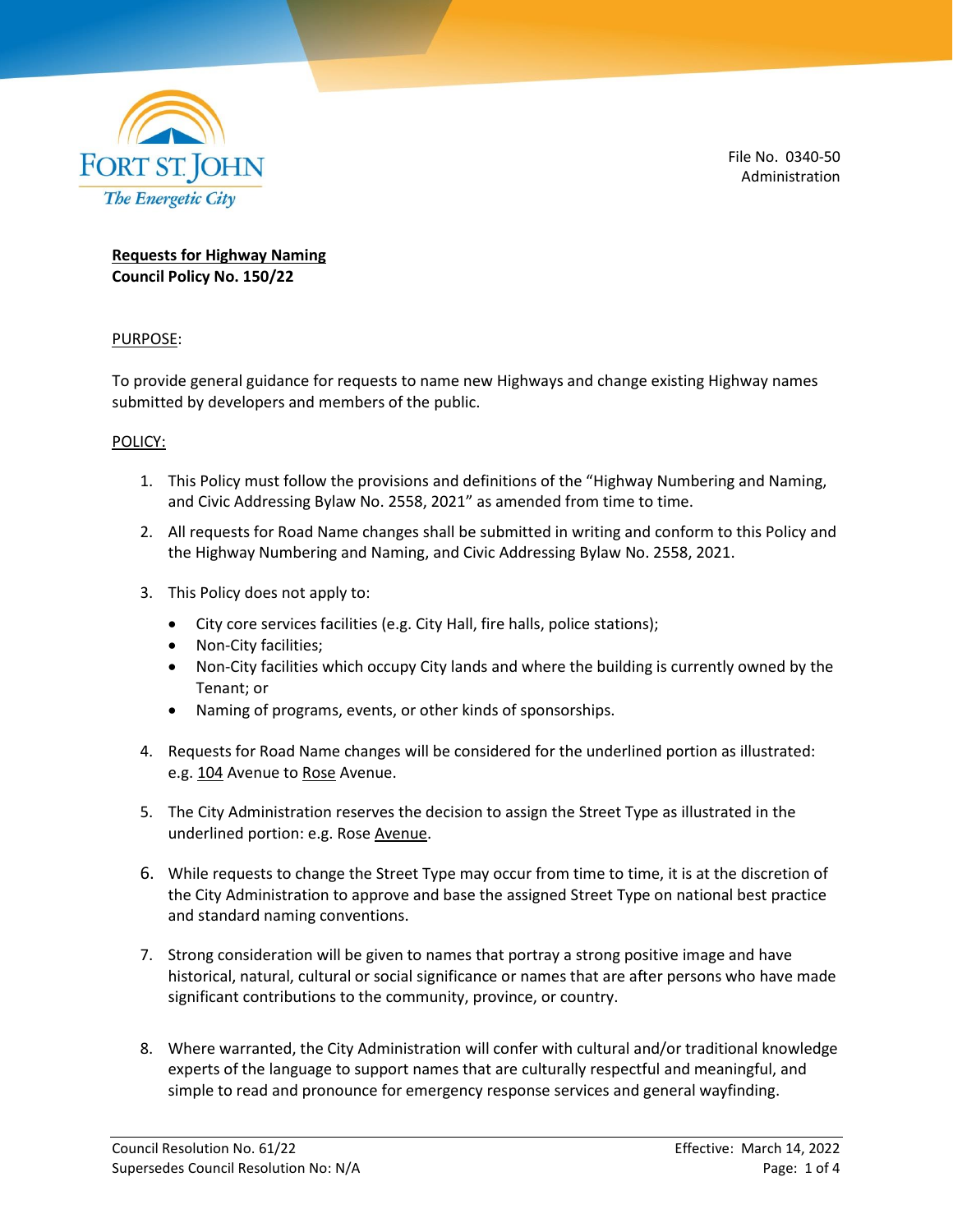File No. 0340-50
Administration

**Requests for Highway Naming**
**Council Policy No. 150/22**

PURPOSE:

To provide general guidance for requests to name new Highways and change existing Highway names submitted by developers and members of the public.

POLICY:

1. This Policy must follow the provisions and definitions of the "Highway Numbering and Naming, and Civic Addressing Bylaw No. 2558, 2021" as amended from time to time.

2. All requests for Road Name changes shall be submitted in writing and conform to this Policy and the Highway Numbering and Naming, and Civic Addressing Bylaw No. 2558, 2021.

3. This Policy does not apply to:
   - City core services facilities (e.g. City Hall, fire halls, police stations);
   - Non-City facilities;
   - Non-City facilities which occupy City lands and where the building is currently owned by the Tenant; or
   - Naming of programs, events, or other kinds of sponsorships.

4. Requests for Road Name changes will be considered for the underlined portion as illustrated: e.g. <u>104</u> Avenue to <u>Rose</u> Avenue.

5. The City Administration reserves the decision to assign the Street Type as illustrated in the underlined portion: e.g. Rose <u>Avenue</u>.

6. While requests to change the Street Type may occur from time to time, it is at the discretion of the City Administration to approve and base the assigned Street Type on national best practice and standard naming conventions.

7. Strong consideration will be given to names that portray a strong positive image and have historical, natural, cultural or social significance or names that are after persons who have made significant contributions to the community, province, or country.

8. Where warranted, the City Administration will confer with cultural and/or traditional knowledge experts of the language to support names that are culturally respectful and meaningful, and simple to read and pronounce for emergency response services and general wayfinding.

Council Resolution No. 61/22
Supersedes Council Resolution No: N/A

Effective: March 14, 2022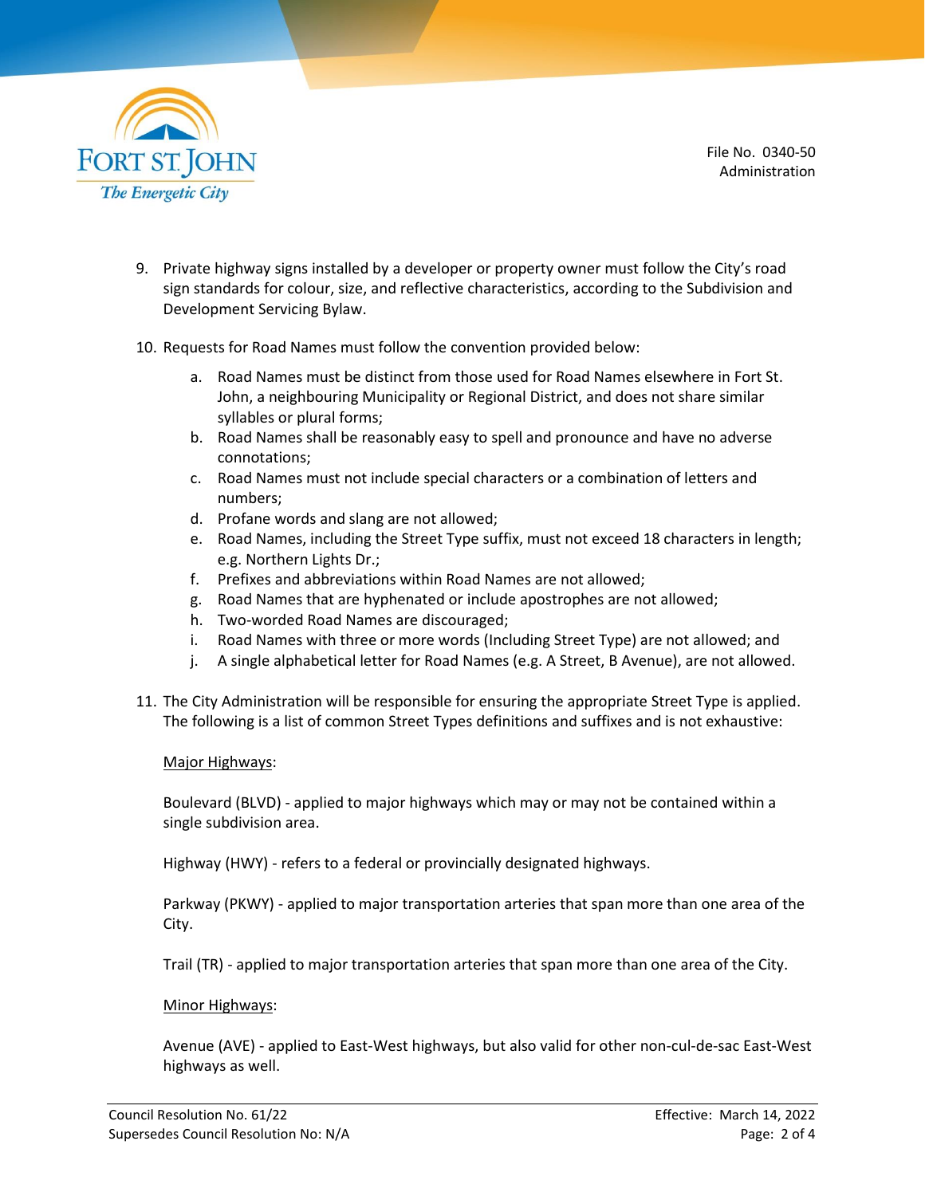9. Private highway signs installed by a developer or property owner must follow the City's road sign standards for colour, size, and reflective characteristics, according to the Subdivision and Development Servicing Bylaw.

10. Requests for Road Names must follow the convention provided below:

    a. Road Names must be distinct from those used for Road Names elsewhere in Fort St. John, a neighbouring Municipality or Regional District, and does not share similar syllables or plural forms;
    b. Road Names shall be reasonably easy to spell and pronounce and have no adverse connotations;
    c. Road Names must not include special characters or a combination of letters and numbers;
    d. Profane words and slang are not allowed;
    e. Road Names, including the Street Type suffix, must not exceed 18 characters in length; e.g. Northern Lights Dr.;
    f. Prefixes and abbreviations within Road Names are not allowed;
    g. Road Names that are hyphenated or include apostrophes are not allowed;
    h. Two-worded Road Names are discouraged;
    i. Road Names with three or more words (Including Street Type) are not allowed; and
    j. A single alphabetical letter for Road Names (e.g. A Street, B Avenue), are not allowed.

11. The City Administration will be responsible for ensuring the appropriate Street Type is applied. The following is a list of common Street Types definitions and suffixes and is not exhaustive:

    <u>Major Highways</u>:

    Boulevard (BLVD) - applied to major highways which may or may not be contained within a single subdivision area.

    Highway (HWY) - refers to a federal or provincially designated highways.

    Parkway (PKWY) - applied to major transportation arteries that span more than one area of the City.

    Trail (TR) - applied to major transportation arteries that span more than one area of the City.

    <u>Minor Highways</u>:

    Avenue (AVE) - applied to East-West highways, but also valid for other non-cul-de-sac East-West highways as well.

Council Resolution No. 61/22
Supersedes Council Resolution No: N/A
Effective: March 14, 2022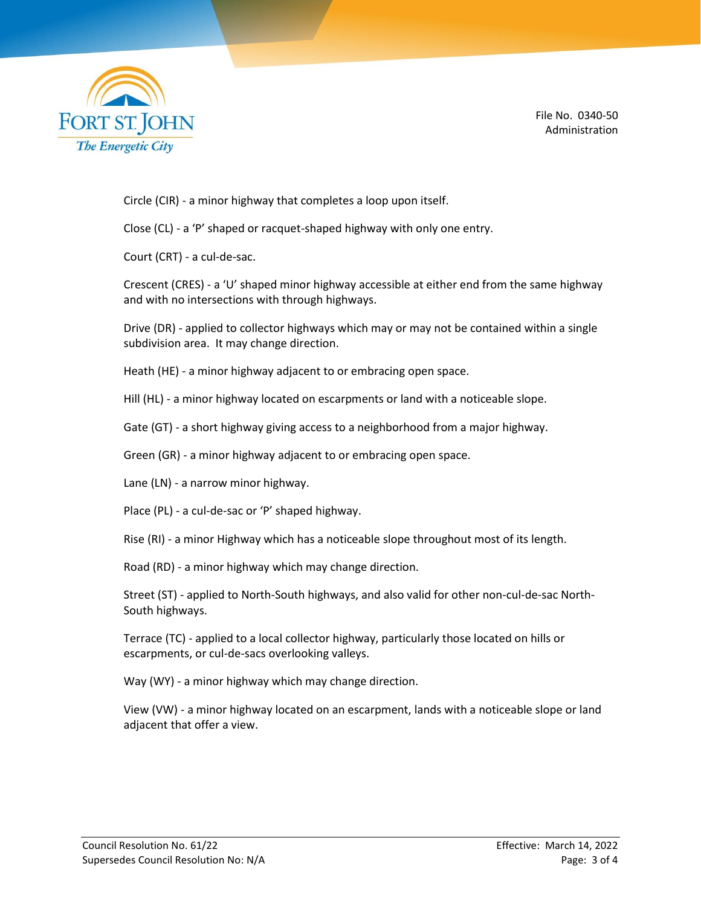Circle (CIR) - a minor highway that completes a loop upon itself.

Close (CL) - a ‘P’ shaped or racquet-shaped highway with only one entry.

Court (CRT) - a cul-de-sac.

Crescent (CRES) - a ‘U’ shaped minor highway accessible at either end from the same highway and with no intersections with through highways.

Drive (DR) - applied to collector highways which may or may not be contained within a single subdivision area. It may change direction.

Heath (HE) - a minor highway adjacent to or embracing open space.

Hill (HL) - a minor highway located on escarpments or land with a noticeable slope.

Gate (GT) - a short highway giving access to a neighborhood from a major highway.

Green (GR) - a minor highway adjacent to or embracing open space.

Lane (LN) - a narrow minor highway.

Place (PL) - a cul-de-sac or ‘P’ shaped highway.

Rise (RI) - a minor Highway which has a noticeable slope throughout most of its length.

Road (RD) - a minor highway which may change direction.

Street (ST) - applied to North-South highways, and also valid for other non-cul-de-sac North-South highways.

Terrace (TC) - applied to a local collector highway, particularly those located on hills or escarpments, or cul-de-sacs overlooking valleys.

Way (WY) - a minor highway which may change direction.

View (VW) - a minor highway located on an escarpment, lands with a noticeable slope or land adjacent that offer a view.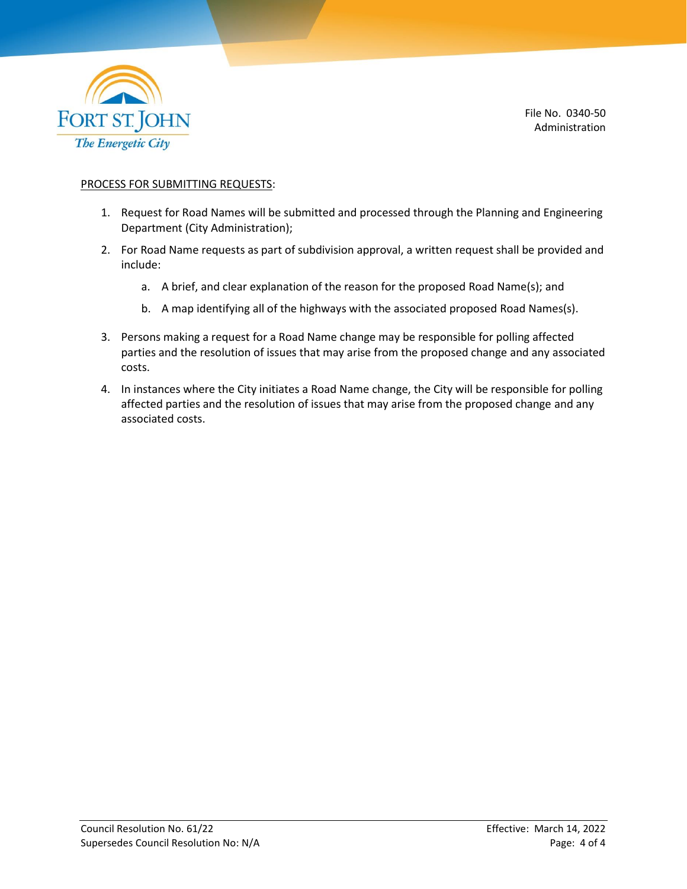PROCESS FOR SUBMITTING REQUESTS:

1. Request for Road Names will be submitted and processed through the Planning and Engineering Department (City Administration);
2. For Road Name requests as part of subdivision approval, a written request shall be provided and include:
   a. A brief, and clear explanation of the reason for the proposed Road Name(s); and
   b. A map identifying all of the highways with the associated proposed Road Names(s).
3. Persons making a request for a Road Name change may be responsible for polling affected parties and the resolution of issues that may arise from the proposed change and any associated costs.
4. In instances where the City initiates a Road Name change, the City will be responsible for polling affected parties and the resolution of issues that may arise from the proposed change and any associated costs.